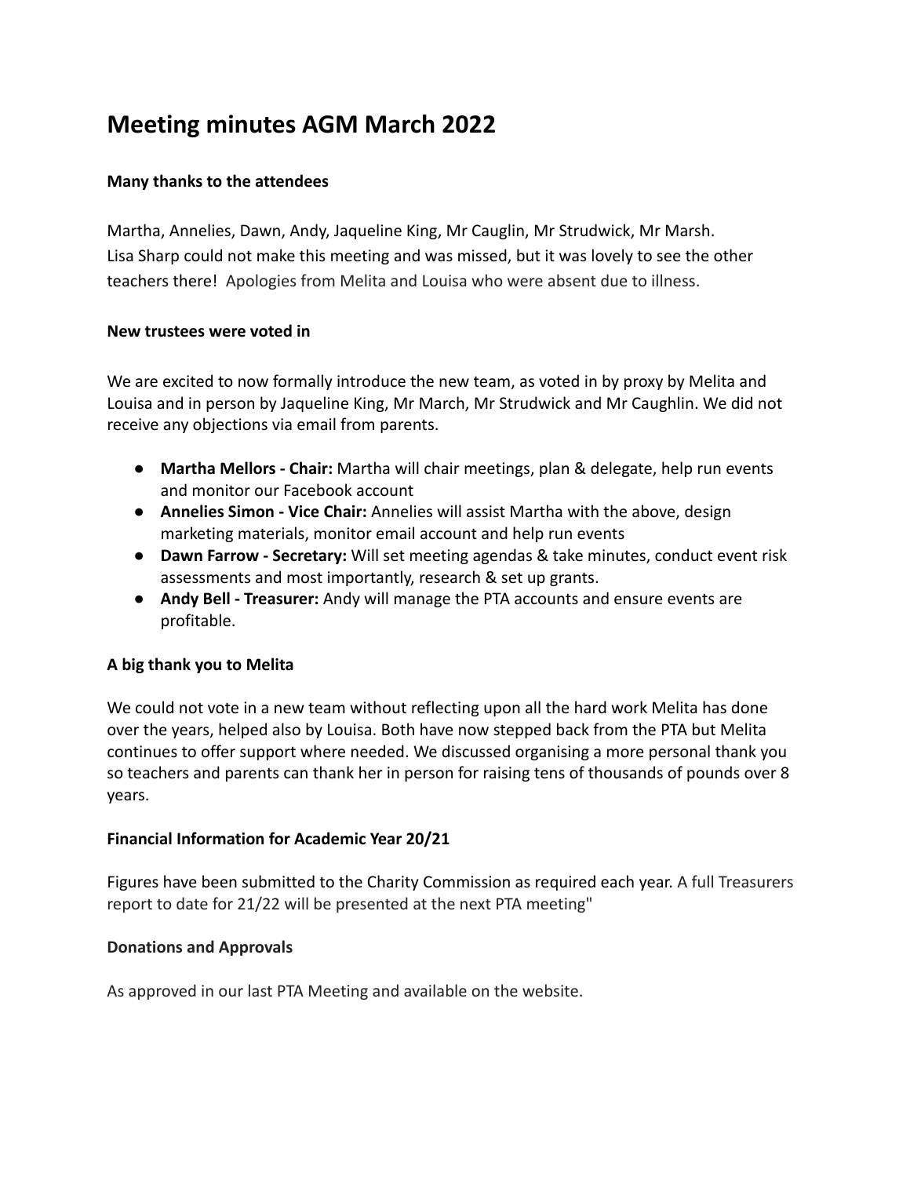# Meeting minutes AGM March 2022

**Many thanks to the attendees**

Martha, Annelies, Dawn, Andy, Jaqueline King, Mr Cauglin, Mr Strudwick, Mr Marsh.
Lisa Sharp could not make this meeting and was missed, but it was lovely to see the other teachers there! Apologies from Melita and Louisa who were absent due to illness.

**New trustees were voted in**

We are excited to now formally introduce the new team, as voted in by proxy by Melita and Louisa and in person by Jaqueline King, Mr March, Mr Strudwick and Mr Caughlin. We did not receive any objections via email from parents.

- **Martha Mellors - Chair:** Martha will chair meetings, plan & delegate, help run events and monitor our Facebook account
- **Annelies Simon - Vice Chair:** Annelies will assist Martha with the above, design marketing materials, monitor email account and help run events
- **Dawn Farrow - Secretary:** Will set meeting agendas & take minutes, conduct event risk assessments and most importantly, research & set up grants.
- **Andy Bell - Treasurer:** Andy will manage the PTA accounts and ensure events are profitable.

**A big thank you to Melita**

We could not vote in a new team without reflecting upon all the hard work Melita has done over the years, helped also by Louisa. Both have now stepped back from the PTA but Melita continues to offer support where needed. We discussed organising a more personal thank you so teachers and parents can thank her in person for raising tens of thousands of pounds over 8 years.

**Financial Information for Academic Year 20/21**

Figures have been submitted to the Charity Commission as required each year. A full Treasurers report to date for 21/22 will be presented at the next PTA meeting"

**Donations and Approvals**

As approved in our last PTA Meeting and available on the website.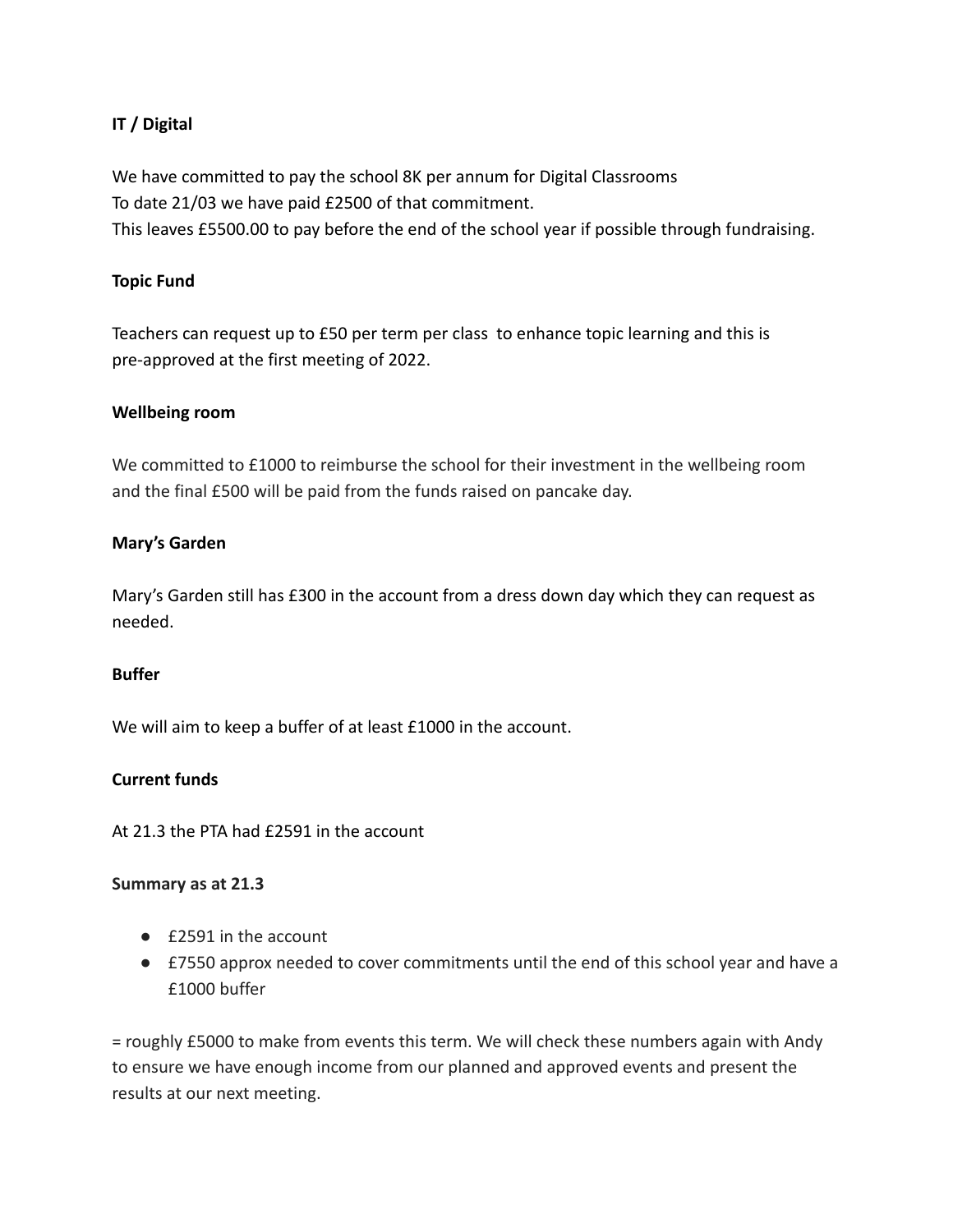**IT / Digital**

We have committed to pay the school 8K per annum for Digital Classrooms
To date 21/03 we have paid £2500 of that commitment.
This leaves £5500.00 to pay before the end of the school year if possible through fundraising.

**Topic Fund**

Teachers can request up to £50 per term per class to enhance topic learning and this is pre-approved at the first meeting of 2022.

**Wellbeing room**

We committed to £1000 to reimburse the school for their investment in the wellbeing room and the final £500 will be paid from the funds raised on pancake day.

**Mary's Garden**

Mary's Garden still has £300 in the account from a dress down day which they can request as needed.

**Buffer**

We will aim to keep a buffer of at least £1000 in the account.

**Current funds**

At 21.3 the PTA had £2591 in the account

**Summary as at 21.3**

- £2591 in the account
- £7550 approx needed to cover commitments until the end of this school year and have a £1000 buffer

= roughly £5000 to make from events this term. We will check these numbers again with Andy to ensure we have enough income from our planned and approved events and present the results at our next meeting.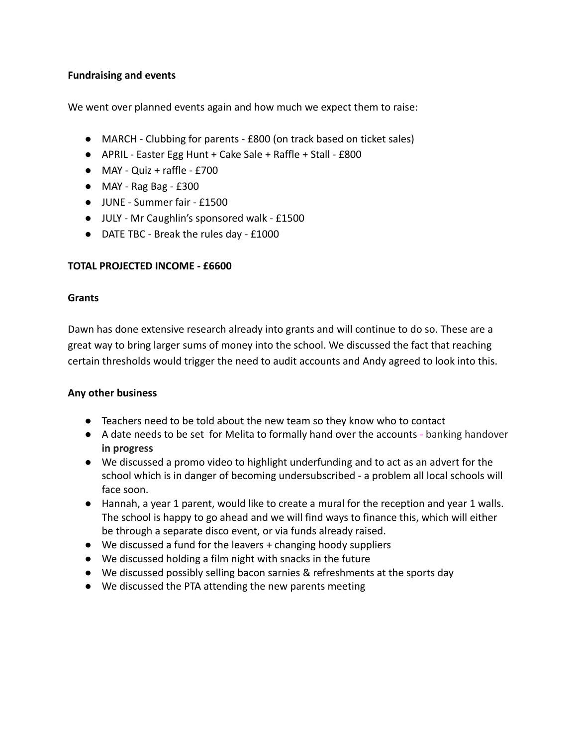**Fundraising and events**

We went over planned events again and how much we expect them to raise:

- MARCH - Clubbing for parents - £800 (on track based on ticket sales)
- APRIL - Easter Egg Hunt + Cake Sale + Raffle + Stall - £800
- MAY - Quiz + raffle - £700
- MAY - Rag Bag - £300
- JUNE - Summer fair - £1500
- JULY - Mr Caughlin's sponsored walk - £1500
- DATE TBC - Break the rules day - £1000

**TOTAL PROJECTED INCOME - £6600**

**Grants**

Dawn has done extensive research already into grants and will continue to do so. These are a great way to bring larger sums of money into the school. We discussed the fact that reaching certain thresholds would trigger the need to audit accounts and Andy agreed to look into this.

**Any other business**

- Teachers need to be told about the new team so they know who to contact
- A date needs to be set for Melita to formally hand over the accounts - banking handover **in progress**
- We discussed a promo video to highlight underfunding and to act as an advert for the school which is in danger of becoming undersubscribed - a problem all local schools will face soon.
- Hannah, a year 1 parent, would like to create a mural for the reception and year 1 walls. The school is happy to go ahead and we will find ways to finance this, which will either be through a separate disco event, or via funds already raised.
- We discussed a fund for the leavers + changing hoody suppliers
- We discussed holding a film night with snacks in the future
- We discussed possibly selling bacon sarnies & refreshments at the sports day
- We discussed the PTA attending the new parents meeting